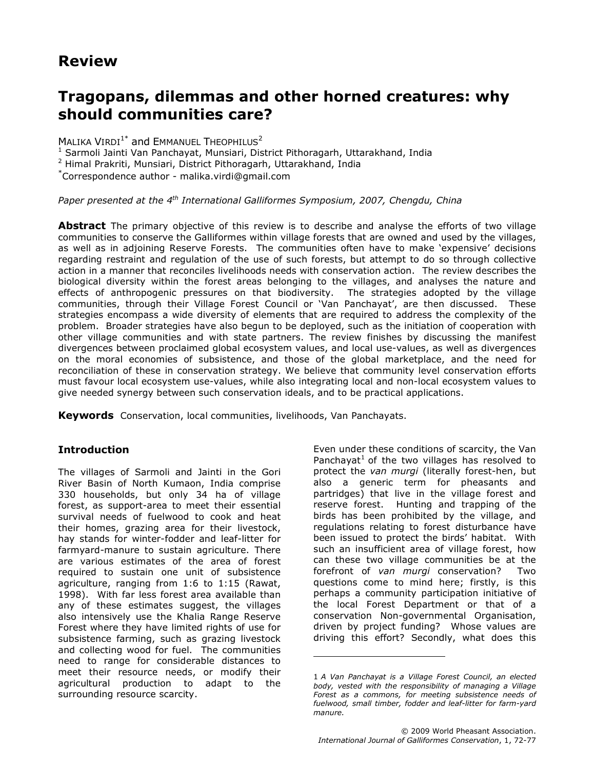# Review

# Tragopans, dilemmas and other horned creatures: why should communities care?

MALIKA VIRDI[1*] and EMMANUEL THEOPHILUS[2]

[1] Sarmoli Jainti Van Panchayat, Munsiari, District Pithoragarh, Uttarakhand, India
[2] Himal Prakriti, Munsiari, District Pithoragarh, Uttarakhand, India
[*]Correspondence author - malika.virdi@gmail.com

*Paper presented at the 4th International Galliformes Symposium, 2007, Chengdu, China*

**Abstract** The primary objective of this review is to describe and analyse the efforts of two village communities to conserve the Galliformes within village forests that are owned and used by the villages, as well as in adjoining Reserve Forests. The communities often have to make 'expensive' decisions regarding restraint and regulation of the use of such forests, but attempt to do so through collective action in a manner that reconciles livelihoods needs with conservation action. The review describes the biological diversity within the forest areas belonging to the villages, and analyses the nature and effects of anthropogenic pressures on that biodiversity. The strategies adopted by the village communities, through their Village Forest Council or 'Van Panchayat', are then discussed. These strategies encompass a wide diversity of elements that are required to address the complexity of the problem. Broader strategies have also begun to be deployed, such as the initiation of cooperation with other village communities and with state partners. The review finishes by discussing the manifest divergences between proclaimed global ecosystem values, and local use-values, as well as divergences on the moral economies of subsistence, and those of the global marketplace, and the need for reconciliation of these in conservation strategy. We believe that community level conservation efforts must favour local ecosystem use-values, while also integrating local and non-local ecosystem values to give needed synergy between such conservation ideals, and to be practical applications.

**Keywords** Conservation, local communities, livelihoods, Van Panchayats.

## Introduction

The villages of Sarmoli and Jainti in the Gori River Basin of North Kumaon, India comprise 330 households, but only 34 ha of village forest, as support-area to meet their essential survival needs of fuelwood to cook and heat their homes, grazing area for their livestock, hay stands for winter-fodder and leaf-litter for farmyard-manure to sustain agriculture. There are various estimates of the area of forest required to sustain one unit of subsistence agriculture, ranging from 1:6 to 1:15 (Rawat, 1998). With far less forest area available than any of these estimates suggest, the villages also intensively use the Khalia Range Reserve Forest where they have limited rights of use for subsistence farming, such as grazing livestock and collecting wood for fuel. The communities need to range for considerable distances to meet their resource needs, or modify their agricultural production to adapt to the surrounding resource scarcity.

Even under these conditions of scarcity, the Van Panchayat[1] of the two villages has resolved to protect the *van murgi* (literally forest-hen, but also a generic term for pheasants and partridges) that live in the village forest and reserve forest. Hunting and trapping of the birds has been prohibited by the village, and regulations relating to forest disturbance have been issued to protect the birds' habitat. With such an insufficient area of village forest, how can these two village communities be at the forefront of *van murgi* conservation? Two questions come to mind here; firstly, is this perhaps a community participation initiative of the local Forest Department or that of a conservation Non-governmental Organisation, driven by project funding? Whose values are driving this effort? Secondly, what does this

---

1 *A Van Panchayat is a Village Forest Council, an elected body, vested with the responsibility of managing a Village Forest as a commons, for meeting subsistence needs of fuelwood, small timber, fodder and leaf-litter for farm-yard manure.*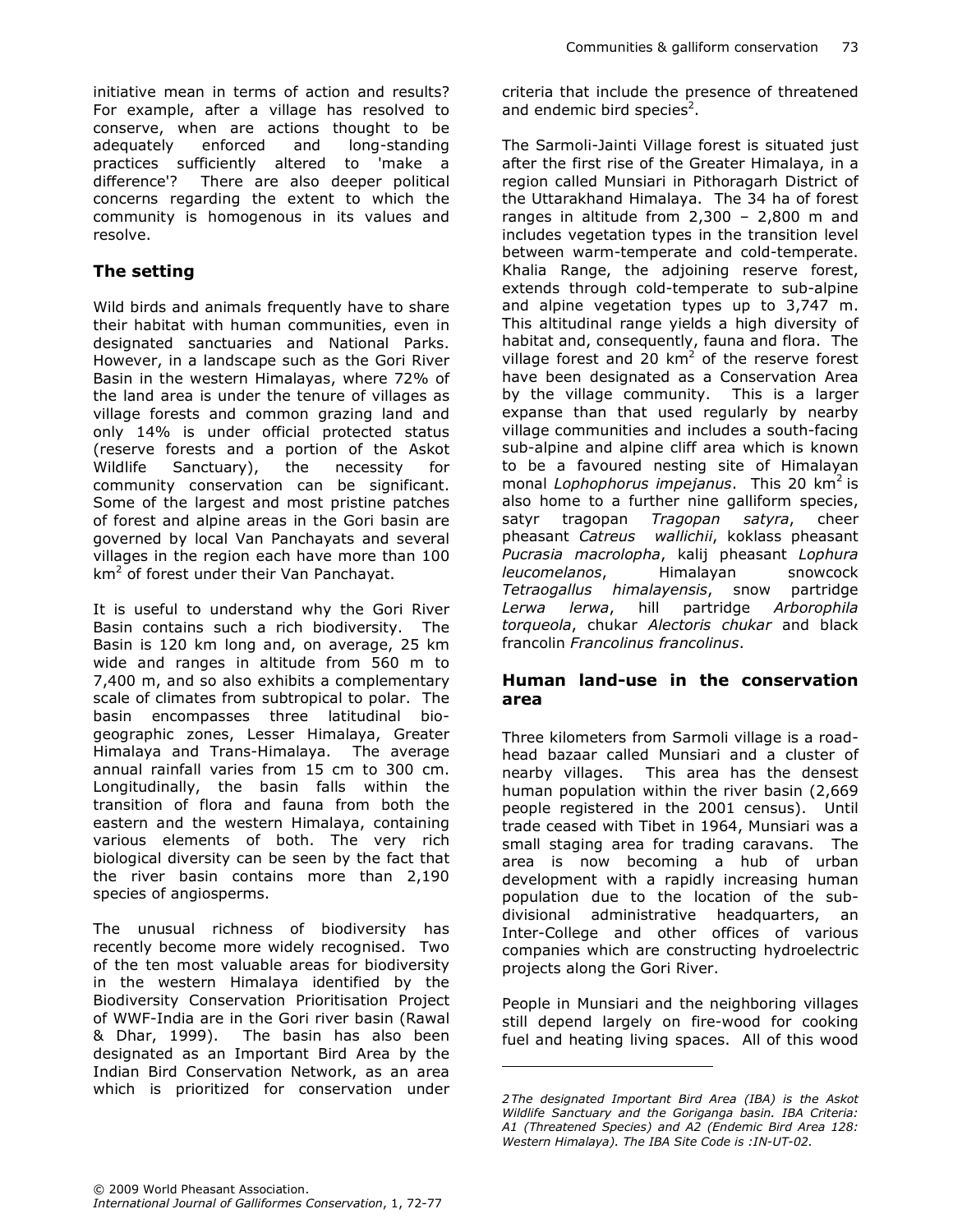initiative mean in terms of action and results? For example, after a village has resolved to conserve, when are actions thought to be adequately enforced and long-standing practices sufficiently altered to 'make a difference'? There are also deeper political concerns regarding the extent to which the community is homogenous in its values and resolve.

## The setting

Wild birds and animals frequently have to share their habitat with human communities, even in designated sanctuaries and National Parks. However, in a landscape such as the Gori River Basin in the western Himalayas, where 72% of the land area is under the tenure of villages as village forests and common grazing land and only 14% is under official protected status (reserve forests and a portion of the Askot Wildlife Sanctuary), the necessity for community conservation can be significant. Some of the largest and most pristine patches of forest and alpine areas in the Gori basin are governed by local Van Panchayats and several villages in the region each have more than 100 km$^2$ of forest under their Van Panchayat.

It is useful to understand why the Gori River Basin contains such a rich biodiversity. The Basin is 120 km long and, on average, 25 km wide and ranges in altitude from 560 m to 7,400 m, and so also exhibits a complementary scale of climates from subtropical to polar. The basin encompasses three latitudinal bio-geographic zones, Lesser Himalaya, Greater Himalaya and Trans-Himalaya. The average annual rainfall varies from 15 cm to 300 cm. Longitudinally, the basin falls within the transition of flora and fauna from both the eastern and the western Himalaya, containing various elements of both. The very rich biological diversity can be seen by the fact that the river basin contains more than 2,190 species of angiosperms.

The unusual richness of biodiversity has recently become more widely recognised. Two of the ten most valuable areas for biodiversity in the western Himalaya identified by the Biodiversity Conservation Prioritisation Project of WWF-India are in the Gori river basin (Rawal & Dhar, 1999). The basin has also been designated as an Important Bird Area by the Indian Bird Conservation Network, as an area which is prioritized for conservation under criteria that include the presence of threatened and endemic bird species[2].

The Sarmoli-Jainti Village forest is situated just after the first rise of the Greater Himalaya, in a region called Munsiari in Pithoragarh District of the Uttarakhand Himalaya. The 34 ha of forest ranges in altitude from 2,300 – 2,800 m and includes vegetation types in the transition level between warm-temperate and cold-temperate. Khalia Range, the adjoining reserve forest, extends through cold-temperate to sub-alpine and alpine vegetation types up to 3,747 m. This altitudinal range yields a high diversity of habitat and, consequently, fauna and flora. The village forest and 20 km$^2$ of the reserve forest have been designated as a Conservation Area by the village community. This is a larger expanse than that used regularly by nearby village communities and includes a south-facing sub-alpine and alpine cliff area which is known to be a favoured nesting site of Himalayan monal *Lophophorus impejanus*. This 20 km$^2$ is also home to a further nine galliform species, satyr tragopan *Tragopan satyra*, cheer pheasant *Catreus wallichii*, koklass pheasant *Pucrasia macrolopha*, kalij pheasant *Lophura leucomelanos*, Himalayan snowcock *Tetraogallus himalayensis*, snow partridge *Lerwa lerwa*, hill partridge *Arborophila torqueola*, chukar *Alectoris chukar* and black francolin *Francolinus francolinus*.

## Human land-use in the conservation area

Three kilometers from Sarmoli village is a road-head bazaar called Munsiari and a cluster of nearby villages. This area has the densest human population within the river basin (2,669 people registered in the 2001 census). Until trade ceased with Tibet in 1964, Munsiari was a small staging area for trading caravans. The area is now becoming a hub of urban development with a rapidly increasing human population due to the location of the sub-divisional administrative headquarters, an Inter-College and other offices of various companies which are constructing hydroelectric projects along the Gori River.

People in Munsiari and the neighboring villages still depend largely on fire-wood for cooking fuel and heating living spaces. All of this wood

---

*2 The designated Important Bird Area (IBA) is the Askot Wildlife Sanctuary and the Goriganga basin. IBA Criteria: A1 (Threatened Species) and A2 (Endemic Bird Area 128: Western Himalaya). The IBA Site Code is :IN-UT-02.*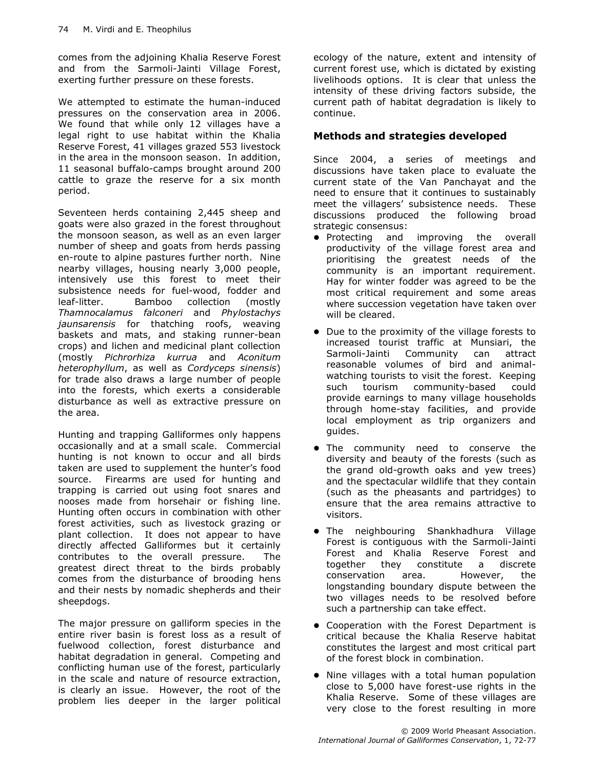comes from the adjoining Khalia Reserve Forest and from the Sarmoli-Jainti Village Forest, exerting further pressure on these forests.

We attempted to estimate the human-induced pressures on the conservation area in 2006. We found that while only 12 villages have a legal right to use habitat within the Khalia Reserve Forest, 41 villages grazed 553 livestock in the area in the monsoon season. In addition, 11 seasonal buffalo-camps brought around 200 cattle to graze the reserve for a six month period.

Seventeen herds containing 2,445 sheep and goats were also grazed in the forest throughout the monsoon season, as well as an even larger number of sheep and goats from herds passing en-route to alpine pastures further north. Nine nearby villages, housing nearly 3,000 people, intensively use this forest to meet their subsistence needs for fuel-wood, fodder and leaf-litter. Bamboo collection (mostly *Thamnocalamus falconeri* and *Phylostachys jaunsarensis* for thatching roofs, weaving baskets and mats, and staking runner-bean crops) and lichen and medicinal plant collection (mostly *Pichrorhiza kurrua* and *Aconitum heterophyllum*, as well as *Cordyceps sinensis*) for trade also draws a large number of people into the forests, which exerts a considerable disturbance as well as extractive pressure on the area.

Hunting and trapping Galliformes only happens occasionally and at a small scale. Commercial hunting is not known to occur and all birds taken are used to supplement the hunter's food source. Firearms are used for hunting and trapping is carried out using foot snares and nooses made from horsehair or fishing line. Hunting often occurs in combination with other forest activities, such as livestock grazing or plant collection. It does not appear to have directly affected Galliformes but it certainly contributes to the overall pressure. The greatest direct threat to the birds probably comes from the disturbance of brooding hens and their nests by nomadic shepherds and their sheepdogs.

The major pressure on galliform species in the entire river basin is forest loss as a result of fuelwood collection, forest disturbance and habitat degradation in general. Competing and conflicting human use of the forest, particularly in the scale and nature of resource extraction, is clearly an issue. However, the root of the problem lies deeper in the larger political ecology of the nature, extent and intensity of current forest use, which is dictated by existing livelihoods options. It is clear that unless the intensity of these driving factors subside, the current path of habitat degradation is likely to continue.

## Methods and strategies developed

Since 2004, a series of meetings and discussions have taken place to evaluate the current state of the Van Panchayat and the need to ensure that it continues to sustainably meet the villagers' subsistence needs. These discussions produced the following broad strategic consensus:

- Protecting and improving the overall productivity of the village forest area and prioritising the greatest needs of the community is an important requirement. Hay for winter fodder was agreed to be the most critical requirement and some areas where succession vegetation have taken over will be cleared.
- Due to the proximity of the village forests to increased tourist traffic at Munsiari, the Sarmoli-Jainti Community can attract reasonable volumes of bird and animal-watching tourists to visit the forest. Keeping such tourism community-based could provide earnings to many village households through home-stay facilities, and provide local employment as trip organizers and guides.
- The community need to conserve the diversity and beauty of the forests (such as the grand old-growth oaks and yew trees) and the spectacular wildlife that they contain (such as the pheasants and partridges) to ensure that the area remains attractive to visitors.
- The neighbouring Shankhadhura Village Forest is contiguous with the Sarmoli-Jainti Forest and Khalia Reserve Forest and together they constitute a discrete conservation area. However, the longstanding boundary dispute between the two villages needs to be resolved before such a partnership can take effect.
- Cooperation with the Forest Department is critical because the Khalia Reserve habitat constitutes the largest and most critical part of the forest block in combination.
- Nine villages with a total human population close to 5,000 have forest-use rights in the Khalia Reserve. Some of these villages are very close to the forest resulting in more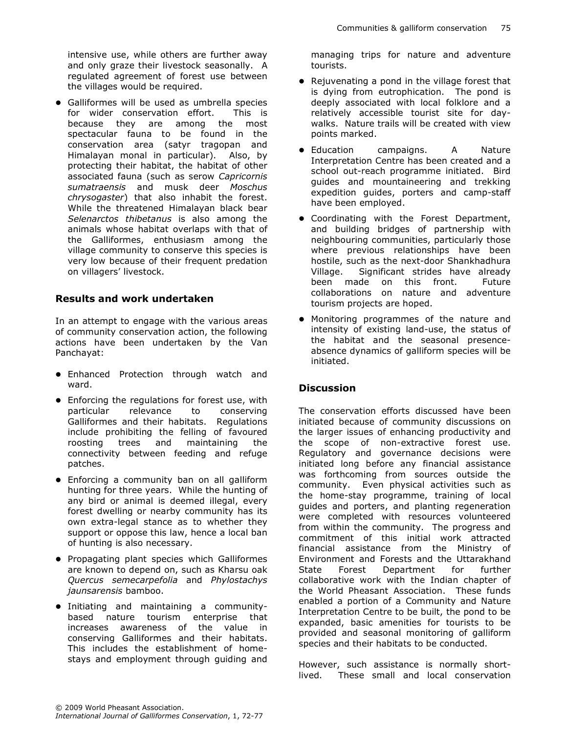intensive use, while others are further away and only graze their livestock seasonally. A regulated agreement of forest use between the villages would be required.

- Galliformes will be used as umbrella species for wider conservation effort. This is because they are among the most spectacular fauna to be found in the conservation area (satyr tragopan and Himalayan monal in particular). Also, by protecting their habitat, the habitat of other associated fauna (such as serow *Capricornis sumatraensis* and musk deer *Moschus chrysogaster*) that also inhabit the forest. While the threatened Himalayan black bear *Selenarctos thibetanus* is also among the animals whose habitat overlaps with that of the Galliformes, enthusiasm among the village community to conserve this species is very low because of their frequent predation on villagers' livestock.

## Results and work undertaken

In an attempt to engage with the various areas of community conservation action, the following actions have been undertaken by the Van Panchayat:

- Enhanced Protection through watch and ward.
- Enforcing the regulations for forest use, with particular relevance to conserving Galliformes and their habitats. Regulations include prohibiting the felling of favoured roosting trees and maintaining the connectivity between feeding and refuge patches.
- Enforcing a community ban on all galliform hunting for three years. While the hunting of any bird or animal is deemed illegal, every forest dwelling or nearby community has its own extra-legal stance as to whether they support or oppose this law, hence a local ban of hunting is also necessary.
- Propagating plant species which Galliformes are known to depend on, such as Kharsu oak *Quercus semecarpefolia* and *Phylostachys jaunsarensis* bamboo.
- Initiating and maintaining a community-based nature tourism enterprise that increases awareness of the value in conserving Galliformes and their habitats. This includes the establishment of home-stays and employment through guiding and managing trips for nature and adventure tourists.
- Rejuvenating a pond in the village forest that is dying from eutrophication. The pond is deeply associated with local folklore and a relatively accessible tourist site for day-walks. Nature trails will be created with view points marked.
- Education campaigns. A Nature Interpretation Centre has been created and a school out-reach programme initiated. Bird guides and mountaineering and trekking expedition guides, porters and camp-staff have been employed.
- Coordinating with the Forest Department, and building bridges of partnership with neighbouring communities, particularly those where previous relationships have been hostile, such as the next-door Shankhadhura Village. Significant strides have already been made on this front. Future collaborations on nature and adventure tourism projects are hoped.
- Monitoring programmes of the nature and intensity of existing land-use, the status of the habitat and the seasonal presence-absence dynamics of galliform species will be initiated.

## Discussion

The conservation efforts discussed have been initiated because of community discussions on the larger issues of enhancing productivity and the scope of non-extractive forest use. Regulatory and governance decisions were initiated long before any financial assistance was forthcoming from sources outside the community. Even physical activities such as the home-stay programme, training of local guides and porters, and planting regeneration were completed with resources volunteered from within the community. The progress and commitment of this initial work attracted financial assistance from the Ministry of Environment and Forests and the Uttarakhand State Forest Department for further collaborative work with the Indian chapter of the World Pheasant Association. These funds enabled a portion of a Community and Nature Interpretation Centre to be built, the pond to be expanded, basic amenities for tourists to be provided and seasonal monitoring of galliform species and their habitats to be conducted.

However, such assistance is normally short-lived. These small and local conservation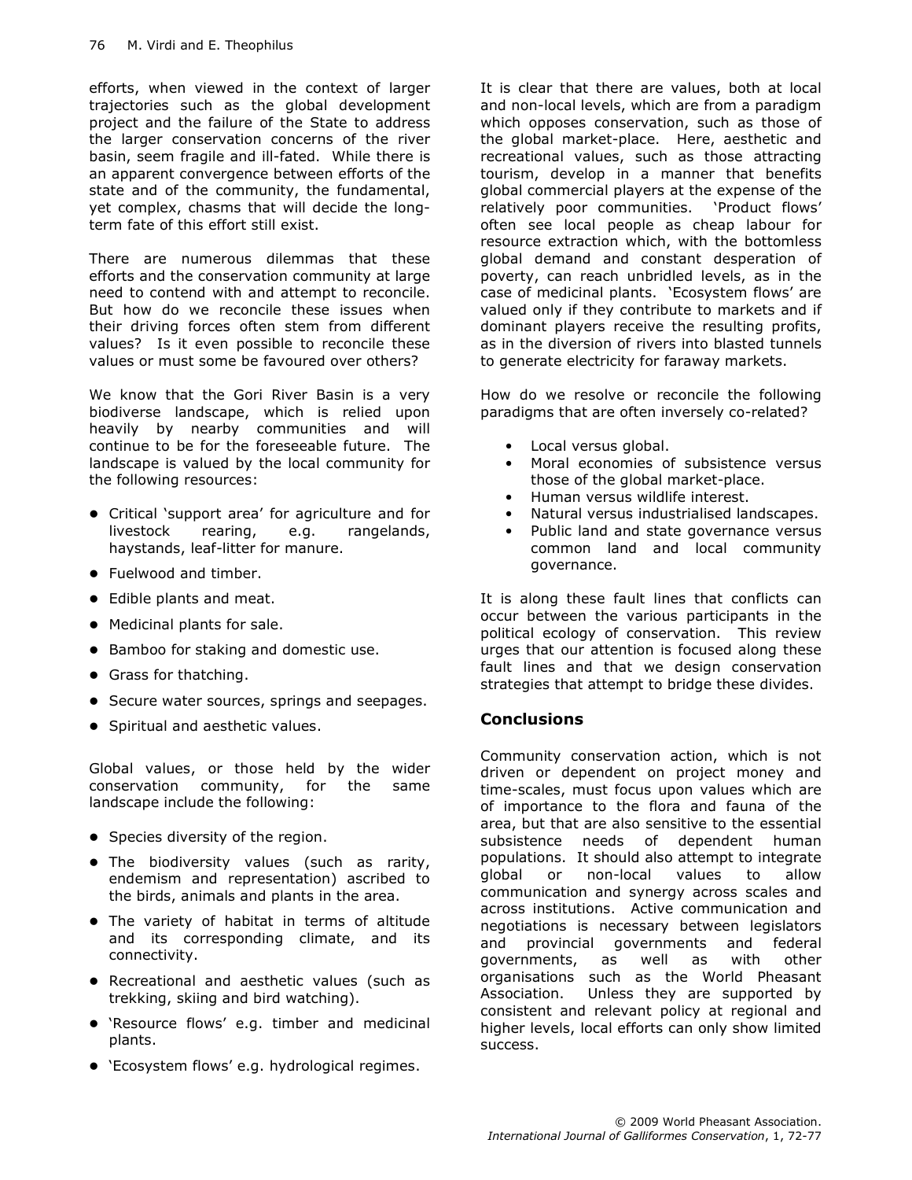efforts, when viewed in the context of larger trajectories such as the global development project and the failure of the State to address the larger conservation concerns of the river basin, seem fragile and ill-fated. While there is an apparent convergence between efforts of the state and of the community, the fundamental, yet complex, chasms that will decide the long-term fate of this effort still exist.

There are numerous dilemmas that these efforts and the conservation community at large need to contend with and attempt to reconcile. But how do we reconcile these issues when their driving forces often stem from different values? Is it even possible to reconcile these values or must some be favoured over others?

We know that the Gori River Basin is a very biodiverse landscape, which is relied upon heavily by nearby communities and will continue to be for the foreseeable future. The landscape is valued by the local community for the following resources:

- Critical 'support area' for agriculture and for livestock rearing, e.g. rangelands, haystands, leaf-litter for manure.
- Fuelwood and timber.
- Edible plants and meat.
- Medicinal plants for sale.
- Bamboo for staking and domestic use.
- Grass for thatching.
- Secure water sources, springs and seepages.
- Spiritual and aesthetic values.

Global values, or those held by the wider conservation community, for the same landscape include the following:

- Species diversity of the region.
- The biodiversity values (such as rarity, endemism and representation) ascribed to the birds, animals and plants in the area.
- The variety of habitat in terms of altitude and its corresponding climate, and its connectivity.
- Recreational and aesthetic values (such as trekking, skiing and bird watching).
- 'Resource flows' e.g. timber and medicinal plants.
- 'Ecosystem flows' e.g. hydrological regimes.

It is clear that there are values, both at local and non-local levels, which are from a paradigm which opposes conservation, such as those of the global market-place. Here, aesthetic and recreational values, such as those attracting tourism, develop in a manner that benefits global commercial players at the expense of the relatively poor communities. 'Product flows' often see local people as cheap labour for resource extraction which, with the bottomless global demand and constant desperation of poverty, can reach unbridled levels, as in the case of medicinal plants. 'Ecosystem flows' are valued only if they contribute to markets and if dominant players receive the resulting profits, as in the diversion of rivers into blasted tunnels to generate electricity for faraway markets.

How do we resolve or reconcile the following paradigms that are often inversely co-related?

- Local versus global.
- Moral economies of subsistence versus those of the global market-place.
- Human versus wildlife interest.
- Natural versus industrialised landscapes.
- Public land and state governance versus common land and local community governance.

It is along these fault lines that conflicts can occur between the various participants in the political ecology of conservation. This review urges that our attention is focused along these fault lines and that we design conservation strategies that attempt to bridge these divides.

## Conclusions

Community conservation action, which is not driven or dependent on project money and time-scales, must focus upon values which are of importance to the flora and fauna of the area, but that are also sensitive to the essential subsistence needs of dependent human populations. It should also attempt to integrate global or non-local values to allow communication and synergy across scales and across institutions. Active communication and negotiations is necessary between legislators and provincial governments and federal governments, as well as with other organisations such as the World Pheasant Association. Unless they are supported by consistent and relevant policy at regional and higher levels, local efforts can only show limited success.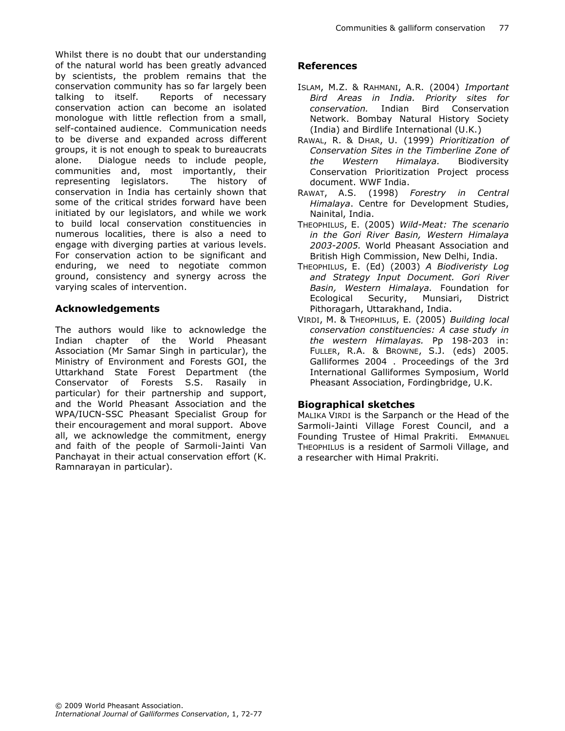Whilst there is no doubt that our understanding of the natural world has been greatly advanced by scientists, the problem remains that the conservation community has so far largely been talking to itself. Reports of necessary conservation action can become an isolated monologue with little reflection from a small, self-contained audience. Communication needs to be diverse and expanded across different groups, it is not enough to speak to bureaucrats alone. Dialogue needs to include people, communities and, most importantly, their representing legislators. The history of conservation in India has certainly shown that some of the critical strides forward have been initiated by our legislators, and while we work to build local conservation constituencies in numerous localities, there is also a need to engage with diverging parties at various levels. For conservation action to be significant and enduring, we need to negotiate common ground, consistency and synergy across the varying scales of intervention.

## Acknowledgements

The authors would like to acknowledge the Indian chapter of the World Pheasant Association (Mr Samar Singh in particular), the Ministry of Environment and Forests GOI, the Uttarkhand State Forest Department (the Conservator of Forests S.S. Rasaily in particular) for their partnership and support, and the World Pheasant Association and the WPA/IUCN-SSC Pheasant Specialist Group for their encouragement and moral support. Above all, we acknowledge the commitment, energy and faith of the people of Sarmoli-Jainti Van Panchayat in their actual conservation effort (K. Ramnarayan in particular).

## References

ISLAM, M.Z. & RAHMANI, A.R. (2004) *Important Bird Areas in India. Priority sites for conservation.* Indian Bird Conservation Network. Bombay Natural History Society (India) and Birdlife International (U.K.)

RAWAL, R. & DHAR, U. (1999) *Prioritization of Conservation Sites in the Timberline Zone of the Western Himalaya.* Biodiversity Conservation Prioritization Project process document. WWF India.

RAWAT, A.S. (1998) *Forestry in Central Himalaya*. Centre for Development Studies, Nainital, India.

THEOPHILUS, E. (2005) *Wild-Meat: The scenario in the Gori River Basin, Western Himalaya 2003-2005.* World Pheasant Association and British High Commission, New Delhi, India.

THEOPHILUS, E. (Ed) (2003) *A Biodiveristy Log and Strategy Input Document. Gori River Basin, Western Himalaya.* Foundation for Ecological Security, Munsiari, District Pithoragarh, Uttarakhand, India.

VIRDI, M. & THEOPHILUS, E. (2005) *Building local conservation constituencies: A case study in the western Himalayas.* Pp 198-203 in: FULLER, R.A. & BROWNE, S.J. (eds) 2005. Galliformes 2004 . Proceedings of the 3rd International Galliformes Symposium, World Pheasant Association, Fordingbridge, U.K.

## Biographical sketches

MALIKA VIRDI is the Sarpanch or the Head of the Sarmoli-Jainti Village Forest Council, and a Founding Trustee of Himal Prakriti. EMMANUEL THEOPHILUS is a resident of Sarmoli Village, and a researcher with Himal Prakriti.